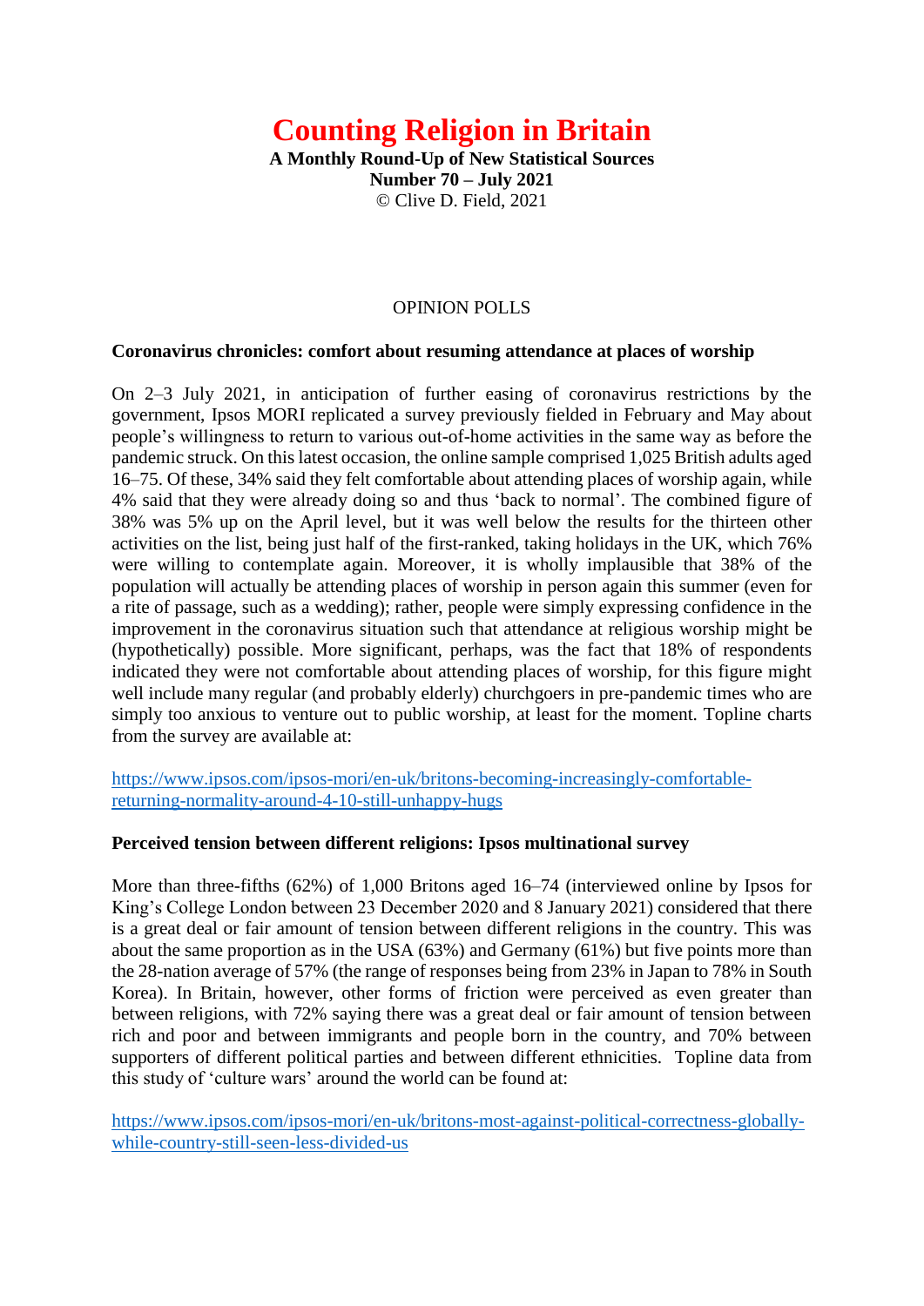# Counting Religion in Britain

**A Monthly Round-Up of New Statistical Sources**
**Number 70 – July 2021**
© Clive D. Field, 2021

## OPINION POLLS

### Coronavirus chronicles: comfort about resuming attendance at places of worship

On 2–3 July 2021, in anticipation of further easing of coronavirus restrictions by the government, Ipsos MORI replicated a survey previously fielded in February and May about people's willingness to return to various out-of-home activities in the same way as before the pandemic struck. On this latest occasion, the online sample comprised 1,025 British adults aged 16–75. Of these, 34% said they felt comfortable about attending places of worship again, while 4% said that they were already doing so and thus 'back to normal'. The combined figure of 38% was 5% up on the April level, but it was well below the results for the thirteen other activities on the list, being just half of the first-ranked, taking holidays in the UK, which 76% were willing to contemplate again. Moreover, it is wholly implausible that 38% of the population will actually be attending places of worship in person again this summer (even for a rite of passage, such as a wedding); rather, people were simply expressing confidence in the improvement in the coronavirus situation such that attendance at religious worship might be (hypothetically) possible. More significant, perhaps, was the fact that 18% of respondents indicated they were not comfortable about attending places of worship, for this figure might well include many regular (and probably elderly) churchgoers in pre-pandemic times who are simply too anxious to venture out to public worship, at least for the moment. Topline charts from the survey are available at:

https://www.ipsos.com/ipsos-mori/en-uk/britons-becoming-increasingly-comfortable-returning-normality-around-4-10-still-unhappy-hugs

### Perceived tension between different religions: Ipsos multinational survey

More than three-fifths (62%) of 1,000 Britons aged 16–74 (interviewed online by Ipsos for King's College London between 23 December 2020 and 8 January 2021) considered that there is a great deal or fair amount of tension between different religions in the country. This was about the same proportion as in the USA (63%) and Germany (61%) but five points more than the 28-nation average of 57% (the range of responses being from 23% in Japan to 78% in South Korea). In Britain, however, other forms of friction were perceived as even greater than between religions, with 72% saying there was a great deal or fair amount of tension between rich and poor and between immigrants and people born in the country, and 70% between supporters of different political parties and between different ethnicities. Topline data from this study of 'culture wars' around the world can be found at:

https://www.ipsos.com/ipsos-mori/en-uk/britons-most-against-political-correctness-globally-while-country-still-seen-less-divided-us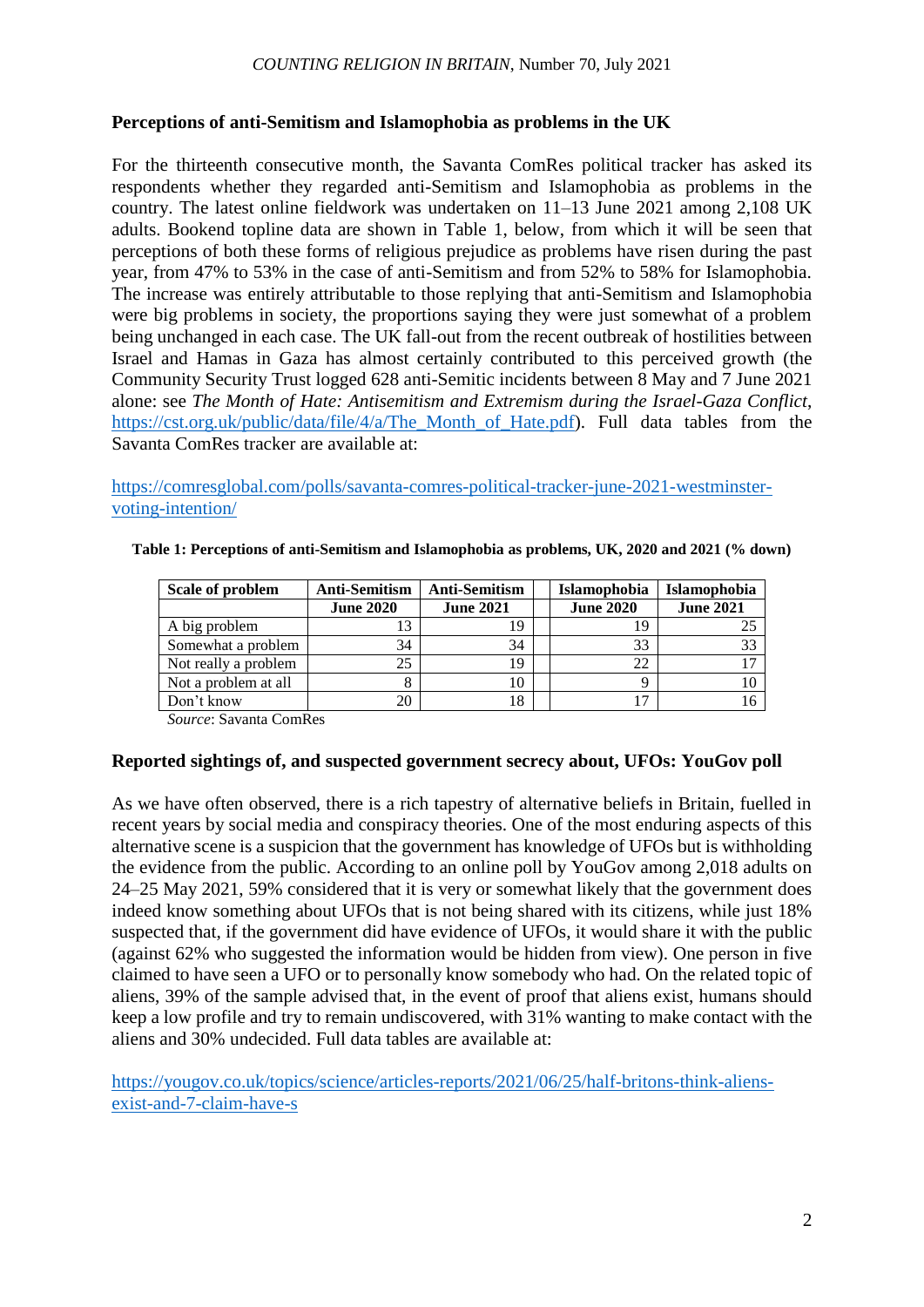### Perceptions of anti-Semitism and Islamophobia as problems in the UK

For the thirteenth consecutive month, the Savanta ComRes political tracker has asked its respondents whether they regarded anti-Semitism and Islamophobia as problems in the country. The latest online fieldwork was undertaken on 11–13 June 2021 among 2,108 UK adults. Bookend topline data are shown in Table 1, below, from which it will be seen that perceptions of both these forms of religious prejudice as problems have risen during the past year, from 47% to 53% in the case of anti-Semitism and from 52% to 58% for Islamophobia. The increase was entirely attributable to those replying that anti-Semitism and Islamophobia were big problems in society, the proportions saying they were just somewhat of a problem being unchanged in each case. The UK fall-out from the recent outbreak of hostilities between Israel and Hamas in Gaza has almost certainly contributed to this perceived growth (the Community Security Trust logged 628 anti-Semitic incidents between 8 May and 7 June 2021 alone: see *The Month of Hate: Antisemitism and Extremism during the Israel-Gaza Conflict*, https://cst.org.uk/public/data/file/4/a/The_Month_of_Hate.pdf). Full data tables from the Savanta ComRes tracker are available at:

https://comresglobal.com/polls/savanta-comres-political-tracker-june-2021-westminster-voting-intention/

**Table 1: Perceptions of anti-Semitism and Islamophobia as problems, UK, 2020 and 2021 (% down)**

| Scale of problem | Anti-Semitism June 2020 | Anti-Semitism June 2021 | | Islamophobia June 2020 | Islamophobia June 2021 |
|---|---|---|---|---|---|
| A big problem | 13 | 19 | | 19 | 25 |
| Somewhat a problem | 34 | 34 | | 33 | 33 |
| Not really a problem | 25 | 19 | | 22 | 17 |
| Not a problem at all | 8 | 10 | | 9 | 10 |
| Don't know | 20 | 18 | | 17 | 16 |

*Source*: Savanta ComRes

### Reported sightings of, and suspected government secrecy about, UFOs: YouGov poll

As we have often observed, there is a rich tapestry of alternative beliefs in Britain, fuelled in recent years by social media and conspiracy theories. One of the most enduring aspects of this alternative scene is a suspicion that the government has knowledge of UFOs but is withholding the evidence from the public. According to an online poll by YouGov among 2,018 adults on 24–25 May 2021, 59% considered that it is very or somewhat likely that the government does indeed know something about UFOs that is not being shared with its citizens, while just 18% suspected that, if the government did have evidence of UFOs, it would share it with the public (against 62% who suggested the information would be hidden from view). One person in five claimed to have seen a UFO or to personally know somebody who had. On the related topic of aliens, 39% of the sample advised that, in the event of proof that aliens exist, humans should keep a low profile and try to remain undiscovered, with 31% wanting to make contact with the aliens and 30% undecided. Full data tables are available at:

https://yougov.co.uk/topics/science/articles-reports/2021/06/25/half-britons-think-aliens-exist-and-7-claim-have-s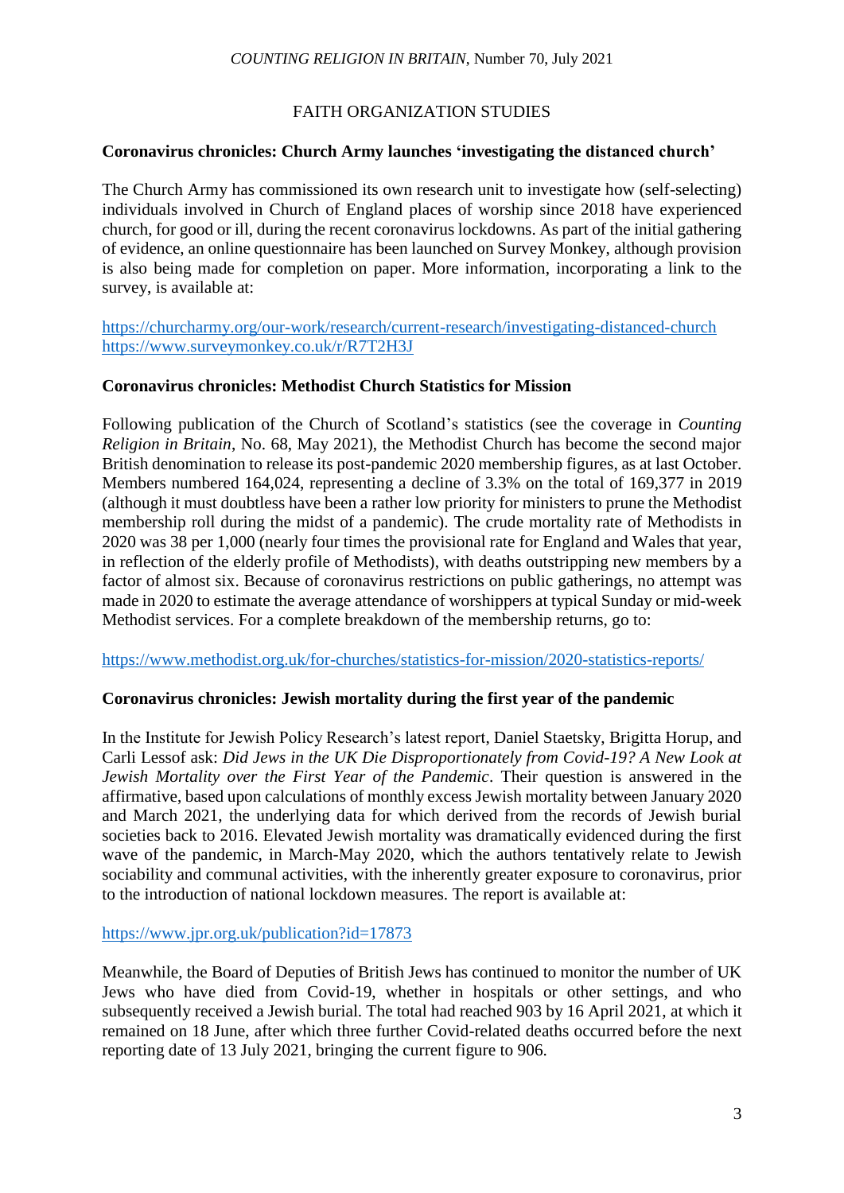## FAITH ORGANIZATION STUDIES

### Coronavirus chronicles: Church Army launches 'investigating the distanced church'

The Church Army has commissioned its own research unit to investigate how (self-selecting) individuals involved in Church of England places of worship since 2018 have experienced church, for good or ill, during the recent coronavirus lockdowns. As part of the initial gathering of evidence, an online questionnaire has been launched on Survey Monkey, although provision is also being made for completion on paper. More information, incorporating a link to the survey, is available at:

https://churcharmy.org/our-work/research/current-research/investigating-distanced-church
https://www.surveymonkey.co.uk/r/R7T2H3J

### Coronavirus chronicles: Methodist Church Statistics for Mission

Following publication of the Church of Scotland's statistics (see the coverage in *Counting Religion in Britain*, No. 68, May 2021), the Methodist Church has become the second major British denomination to release its post-pandemic 2020 membership figures, as at last October. Members numbered 164,024, representing a decline of 3.3% on the total of 169,377 in 2019 (although it must doubtless have been a rather low priority for ministers to prune the Methodist membership roll during the midst of a pandemic). The crude mortality rate of Methodists in 2020 was 38 per 1,000 (nearly four times the provisional rate for England and Wales that year, in reflection of the elderly profile of Methodists), with deaths outstripping new members by a factor of almost six. Because of coronavirus restrictions on public gatherings, no attempt was made in 2020 to estimate the average attendance of worshippers at typical Sunday or mid-week Methodist services. For a complete breakdown of the membership returns, go to:

https://www.methodist.org.uk/for-churches/statistics-for-mission/2020-statistics-reports/

### Coronavirus chronicles: Jewish mortality during the first year of the pandemic

In the Institute for Jewish Policy Research's latest report, Daniel Staetsky, Brigitta Horup, and Carli Lessof ask: *Did Jews in the UK Die Disproportionately from Covid-19? A New Look at Jewish Mortality over the First Year of the Pandemic*. Their question is answered in the affirmative, based upon calculations of monthly excess Jewish mortality between January 2020 and March 2021, the underlying data for which derived from the records of Jewish burial societies back to 2016. Elevated Jewish mortality was dramatically evidenced during the first wave of the pandemic, in March-May 2020, which the authors tentatively relate to Jewish sociability and communal activities, with the inherently greater exposure to coronavirus, prior to the introduction of national lockdown measures. The report is available at:

https://www.jpr.org.uk/publication?id=17873

Meanwhile, the Board of Deputies of British Jews has continued to monitor the number of UK Jews who have died from Covid-19, whether in hospitals or other settings, and who subsequently received a Jewish burial. The total had reached 903 by 16 April 2021, at which it remained on 18 June, after which three further Covid-related deaths occurred before the next reporting date of 13 July 2021, bringing the current figure to 906.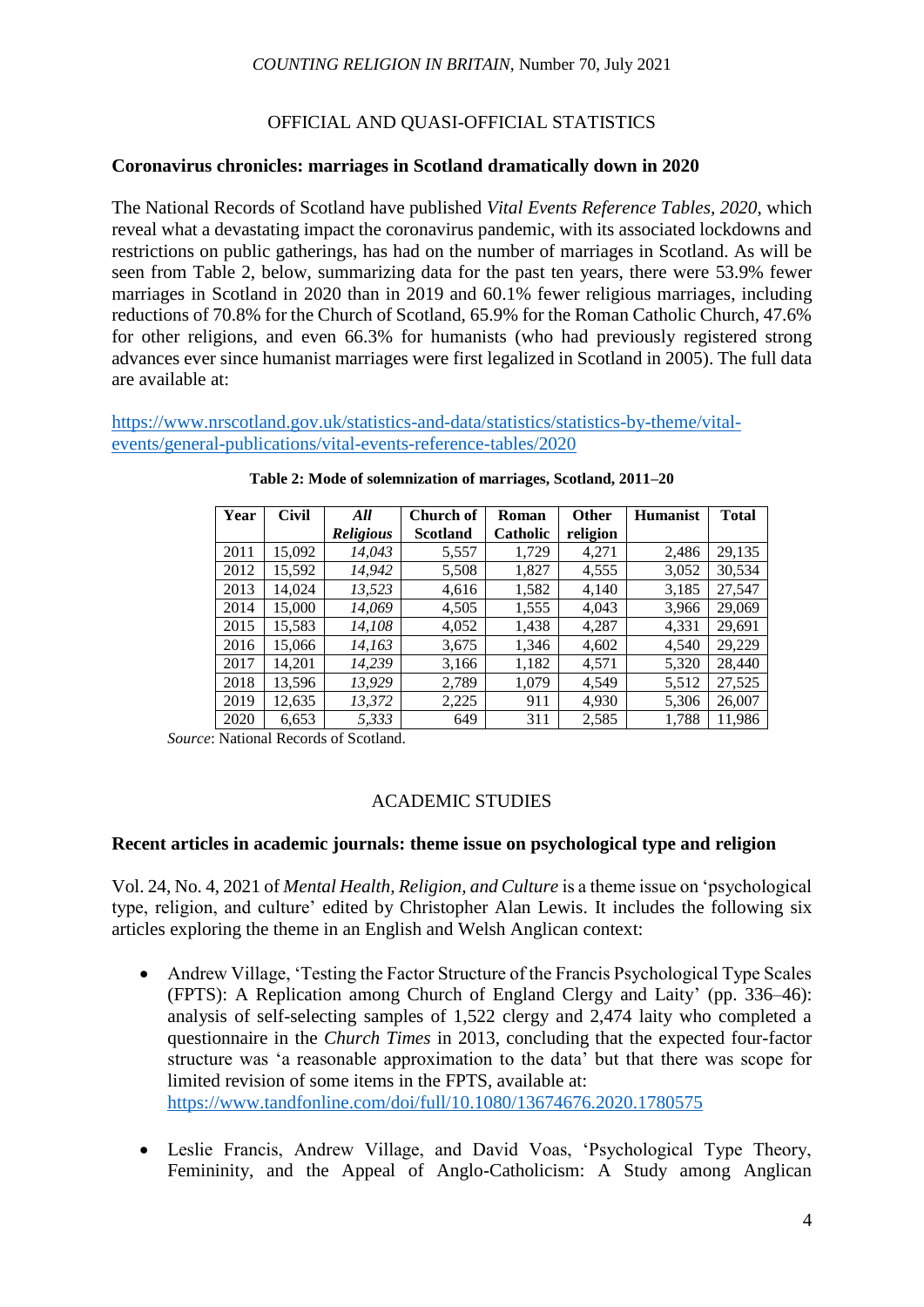## OFFICIAL AND QUASI-OFFICIAL STATISTICS

### Coronavirus chronicles: marriages in Scotland dramatically down in 2020

The National Records of Scotland have published *Vital Events Reference Tables, 2020*, which reveal what a devastating impact the coronavirus pandemic, with its associated lockdowns and restrictions on public gatherings, has had on the number of marriages in Scotland. As will be seen from Table 2, below, summarizing data for the past ten years, there were 53.9% fewer marriages in Scotland in 2020 than in 2019 and 60.1% fewer religious marriages, including reductions of 70.8% for the Church of Scotland, 65.9% for the Roman Catholic Church, 47.6% for other religions, and even 66.3% for humanists (who had previously registered strong advances ever since humanist marriages were first legalized in Scotland in 2005). The full data are available at:

https://www.nrscotland.gov.uk/statistics-and-data/statistics/statistics-by-theme/vital-events/general-publications/vital-events-reference-tables/2020

**Table 2: Mode of solemnization of marriages, Scotland, 2011–20**

| Year | Civil | *All Religious* | Church of Scotland | Roman Catholic | Other religion | Humanist | Total |
|---|---|---|---|---|---|---|---|
| 2011 | 15,092 | *14,043* | 5,557 | 1,729 | 4,271 | 2,486 | 29,135 |
| 2012 | 15,592 | *14,942* | 5,508 | 1,827 | 4,555 | 3,052 | 30,534 |
| 2013 | 14,024 | *13,523* | 4,616 | 1,582 | 4,140 | 3,185 | 27,547 |
| 2014 | 15,000 | *14,069* | 4,505 | 1,555 | 4,043 | 3,966 | 29,069 |
| 2015 | 15,583 | *14,108* | 4,052 | 1,438 | 4,287 | 4,331 | 29,691 |
| 2016 | 15,066 | *14,163* | 3,675 | 1,346 | 4,602 | 4,540 | 29,229 |
| 2017 | 14,201 | *14,239* | 3,166 | 1,182 | 4,571 | 5,320 | 28,440 |
| 2018 | 13,596 | *13,929* | 2,789 | 1,079 | 4,549 | 5,512 | 27,525 |
| 2019 | 12,635 | *13,372* | 2,225 | 911 | 4,930 | 5,306 | 26,007 |
| 2020 | 6,653 | *5,333* | 649 | 311 | 2,585 | 1,788 | 11,986 |

*Source*: National Records of Scotland.

## ACADEMIC STUDIES

### Recent articles in academic journals: theme issue on psychological type and religion

Vol. 24, No. 4, 2021 of *Mental Health, Religion, and Culture* is a theme issue on 'psychological type, religion, and culture' edited by Christopher Alan Lewis. It includes the following six articles exploring the theme in an English and Welsh Anglican context:

- Andrew Village, 'Testing the Factor Structure of the Francis Psychological Type Scales (FPTS): A Replication among Church of England Clergy and Laity' (pp. 336–46): analysis of self-selecting samples of 1,522 clergy and 2,474 laity who completed a questionnaire in the *Church Times* in 2013, concluding that the expected four-factor structure was 'a reasonable approximation to the data' but that there was scope for limited revision of some items in the FPTS, available at: https://www.tandfonline.com/doi/full/10.1080/13674676.2020.1780575

- Leslie Francis, Andrew Village, and David Voas, 'Psychological Type Theory, Femininity, and the Appeal of Anglo-Catholicism: A Study among Anglican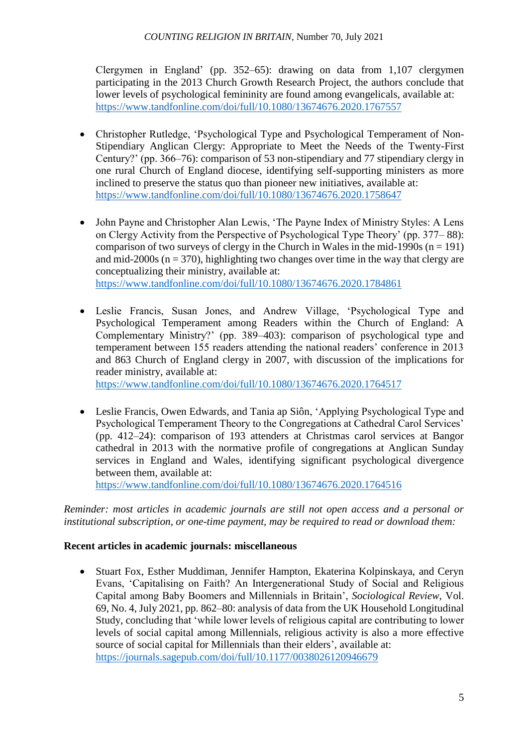Clergymen in England' (pp. 352–65): drawing on data from 1,107 clergymen participating in the 2013 Church Growth Research Project, the authors conclude that lower levels of psychological femininity are found among evangelicals, available at: https://www.tandfonline.com/doi/full/10.1080/13674676.2020.1767557

- Christopher Rutledge, 'Psychological Type and Psychological Temperament of Non-Stipendiary Anglican Clergy: Appropriate to Meet the Needs of the Twenty-First Century?' (pp. 366–76): comparison of 53 non-stipendiary and 77 stipendiary clergy in one rural Church of England diocese, identifying self-supporting ministers as more inclined to preserve the status quo than pioneer new initiatives, available at: https://www.tandfonline.com/doi/full/10.1080/13674676.2020.1758647

- John Payne and Christopher Alan Lewis, 'The Payne Index of Ministry Styles: A Lens on Clergy Activity from the Perspective of Psychological Type Theory' (pp. 377– 88): comparison of two surveys of clergy in the Church in Wales in the mid-1990s (n = 191) and mid-2000s (n = 370), highlighting two changes over time in the way that clergy are conceptualizing their ministry, available at: https://www.tandfonline.com/doi/full/10.1080/13674676.2020.1784861

- Leslie Francis, Susan Jones, and Andrew Village, 'Psychological Type and Psychological Temperament among Readers within the Church of England: A Complementary Ministry?' (pp. 389–403): comparison of psychological type and temperament between 155 readers attending the national readers' conference in 2013 and 863 Church of England clergy in 2007, with discussion of the implications for reader ministry, available at: https://www.tandfonline.com/doi/full/10.1080/13674676.2020.1764517

- Leslie Francis, Owen Edwards, and Tania ap Siôn, 'Applying Psychological Type and Psychological Temperament Theory to the Congregations at Cathedral Carol Services' (pp. 412–24): comparison of 193 attenders at Christmas carol services at Bangor cathedral in 2013 with the normative profile of congregations at Anglican Sunday services in England and Wales, identifying significant psychological divergence between them, available at: https://www.tandfonline.com/doi/full/10.1080/13674676.2020.1764516

*Reminder: most articles in academic journals are still not open access and a personal or institutional subscription, or one-time payment, may be required to read or download them:*

**Recent articles in academic journals: miscellaneous**

- Stuart Fox, Esther Muddiman, Jennifer Hampton, Ekaterina Kolpinskaya, and Ceryn Evans, 'Capitalising on Faith? An Intergenerational Study of Social and Religious Capital among Baby Boomers and Millennials in Britain', *Sociological Review*, Vol. 69, No. 4, July 2021, pp. 862–80: analysis of data from the UK Household Longitudinal Study, concluding that 'while lower levels of religious capital are contributing to lower levels of social capital among Millennials, religious activity is also a more effective source of social capital for Millennials than their elders', available at: https://journals.sagepub.com/doi/full/10.1177/0038026120946679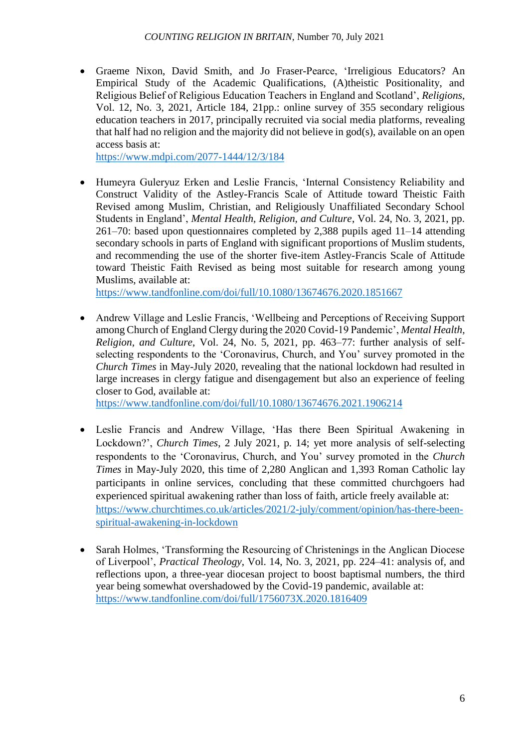- Graeme Nixon, David Smith, and Jo Fraser-Pearce, 'Irreligious Educators? An Empirical Study of the Academic Qualifications, (A)theistic Positionality, and Religious Belief of Religious Education Teachers in England and Scotland', *Religions*, Vol. 12, No. 3, 2021, Article 184, 21pp.: online survey of 355 secondary religious education teachers in 2017, principally recruited via social media platforms, revealing that half had no religion and the majority did not believe in god(s), available on an open access basis at:
  https://www.mdpi.com/2077-1444/12/3/184

- Humeyra Guleryuz Erken and Leslie Francis, 'Internal Consistency Reliability and Construct Validity of the Astley-Francis Scale of Attitude toward Theistic Faith Revised among Muslim, Christian, and Religiously Unaffiliated Secondary School Students in England', *Mental Health, Religion, and Culture*, Vol. 24, No. 3, 2021, pp. 261–70: based upon questionnaires completed by 2,388 pupils aged 11–14 attending secondary schools in parts of England with significant proportions of Muslim students, and recommending the use of the shorter five-item Astley-Francis Scale of Attitude toward Theistic Faith Revised as being most suitable for research among young Muslims, available at:
  https://www.tandfonline.com/doi/full/10.1080/13674676.2020.1851667

- Andrew Village and Leslie Francis, 'Wellbeing and Perceptions of Receiving Support among Church of England Clergy during the 2020 Covid-19 Pandemic', *Mental Health, Religion, and Culture*, Vol. 24, No. 5, 2021, pp. 463–77: further analysis of self-selecting respondents to the 'Coronavirus, Church, and You' survey promoted in the *Church Times* in May-July 2020, revealing that the national lockdown had resulted in large increases in clergy fatigue and disengagement but also an experience of feeling closer to God, available at:
  https://www.tandfonline.com/doi/full/10.1080/13674676.2021.1906214

- Leslie Francis and Andrew Village, 'Has there Been Spiritual Awakening in Lockdown?', *Church Times*, 2 July 2021, p. 14; yet more analysis of self-selecting respondents to the 'Coronavirus, Church, and You' survey promoted in the *Church Times* in May-July 2020, this time of 2,280 Anglican and 1,393 Roman Catholic lay participants in online services, concluding that these committed churchgoers had experienced spiritual awakening rather than loss of faith, article freely available at:
  https://www.churchtimes.co.uk/articles/2021/2-july/comment/opinion/has-there-been-spiritual-awakening-in-lockdown

- Sarah Holmes, 'Transforming the Resourcing of Christenings in the Anglican Diocese of Liverpool', *Practical Theology*, Vol. 14, No. 3, 2021, pp. 224–41: analysis of, and reflections upon, a three-year diocesan project to boost baptismal numbers, the third year being somewhat overshadowed by the Covid-19 pandemic, available at:
  https://www.tandfonline.com/doi/full/1756073X.2020.1816409